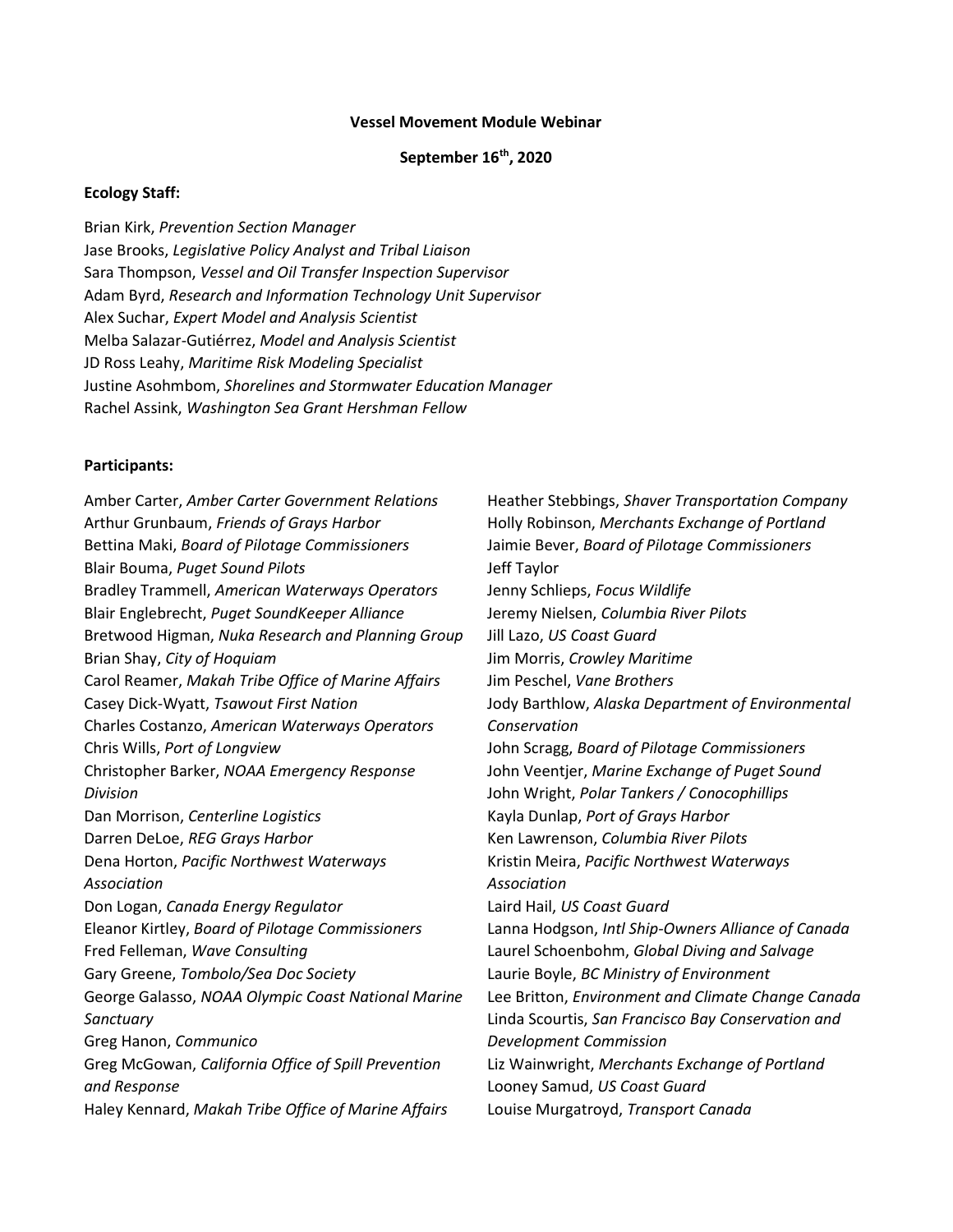**Vessel Movement Module Webinar**

**September 16th, 2020**

**Ecology Staff:**

Brian Kirk, *Prevention Section Manager*
Jase Brooks, *Legislative Policy Analyst and Tribal Liaison*
Sara Thompson, *Vessel and Oil Transfer Inspection Supervisor*
Adam Byrd, *Research and Information Technology Unit Supervisor*
Alex Suchar, *Expert Model and Analysis Scientist*
Melba Salazar-Gutiérrez, *Model and Analysis Scientist*
JD Ross Leahy, *Maritime Risk Modeling Specialist*
Justine Asohmbom, *Shorelines and Stormwater Education Manager*
Rachel Assink, *Washington Sea Grant Hershman Fellow*

**Participants:**

Amber Carter, *Amber Carter Government Relations*
Arthur Grunbaum, *Friends of Grays Harbor*
Bettina Maki, *Board of Pilotage Commissioners*
Blair Bouma, *Puget Sound Pilots*
Bradley Trammell, *American Waterways Operators*
Blair Englebrecht, *Puget SoundKeeper Alliance*
Bretwood Higman, *Nuka Research and Planning Group*
Brian Shay, *City of Hoquiam*
Carol Reamer, *Makah Tribe Office of Marine Affairs*
Casey Dick-Wyatt, *Tsawout First Nation*
Charles Costanzo, *American Waterways Operators*
Chris Wills, *Port of Longview*
Christopher Barker, *NOAA Emergency Response Division*
Dan Morrison, *Centerline Logistics*
Darren DeLoe, *REG Grays Harbor*
Dena Horton, *Pacific Northwest Waterways Association*
Don Logan, *Canada Energy Regulator*
Eleanor Kirtley, *Board of Pilotage Commissioners*
Fred Felleman, *Wave Consulting*
Gary Greene, *Tombolo/Sea Doc Society*
George Galasso, *NOAA Olympic Coast National Marine Sanctuary*
Greg Hanon, *Communico*
Greg McGowan, *California Office of Spill Prevention and Response*
Haley Kennard, *Makah Tribe Office of Marine Affairs*
Heather Stebbings, *Shaver Transportation Company*
Holly Robinson, *Merchants Exchange of Portland*
Jaimie Bever, *Board of Pilotage Commissioners*
Jeff Taylor
Jenny Schlieps, *Focus Wildlife*
Jeremy Nielsen, *Columbia River Pilots*
Jill Lazo, *US Coast Guard*
Jim Morris, *Crowley Maritime*
Jim Peschel, *Vane Brothers*
Jody Barthlow, *Alaska Department of Environmental Conservation*
John Scragg, *Board of Pilotage Commissioners*
John Veentjer, *Marine Exchange of Puget Sound*
John Wright, *Polar Tankers / Conocophillips*
Kayla Dunlap, *Port of Grays Harbor*
Ken Lawrenson, *Columbia River Pilots*
Kristin Meira, *Pacific Northwest Waterways Association*
Laird Hail, *US Coast Guard*
Lanna Hodgson, *Intl Ship-Owners Alliance of Canada*
Laurel Schoenbohm, *Global Diving and Salvage*
Laurie Boyle, *BC Ministry of Environment*
Lee Britton, *Environment and Climate Change Canada*
Linda Scourtis, *San Francisco Bay Conservation and Development Commission*
Liz Wainwright, *Merchants Exchange of Portland*
Looney Samud, *US Coast Guard*
Louise Murgatroyd, *Transport Canada*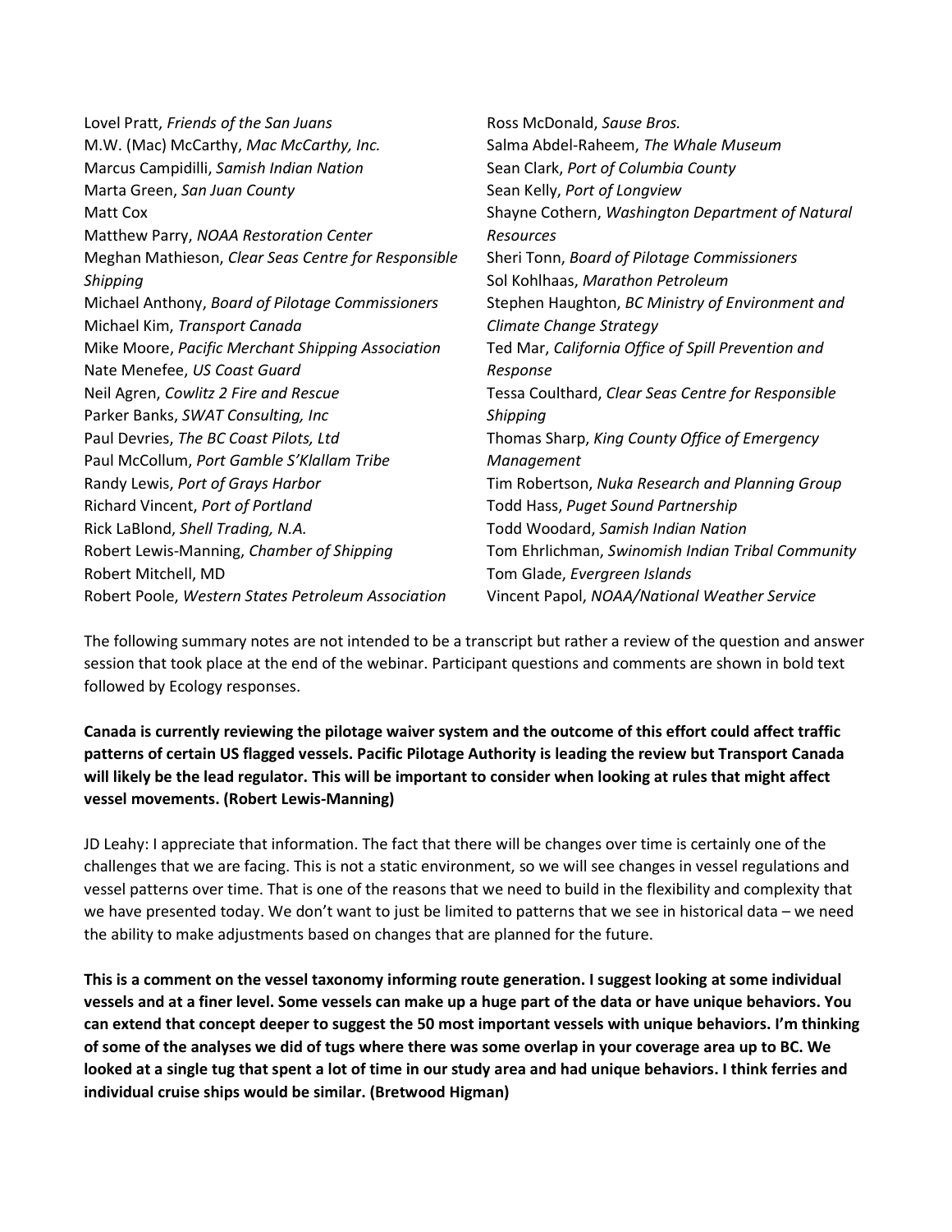Lovel Pratt, *Friends of the San Juans*
M.W. (Mac) McCarthy, *Mac McCarthy, Inc.*
Marcus Campidilli, *Samish Indian Nation*
Marta Green, *San Juan County*
Matt Cox
Matthew Parry, *NOAA Restoration Center*
Meghan Mathieson, *Clear Seas Centre for Responsible Shipping*
Michael Anthony, *Board of Pilotage Commissioners*
Michael Kim, *Transport Canada*
Mike Moore, *Pacific Merchant Shipping Association*
Nate Menefee, *US Coast Guard*
Neil Agren, *Cowlitz 2 Fire and Rescue*
Parker Banks, *SWAT Consulting, Inc*
Paul Devries, *The BC Coast Pilots, Ltd*
Paul McCollum, *Port Gamble S'Klallam Tribe*
Randy Lewis, *Port of Grays Harbor*
Richard Vincent, *Port of Portland*
Rick LaBlond, *Shell Trading, N.A.*
Robert Lewis-Manning, *Chamber of Shipping*
Robert Mitchell, MD
Robert Poole, *Western States Petroleum Association*
Ross McDonald, *Sause Bros.*
Salma Abdel-Raheem, *The Whale Museum*
Sean Clark, *Port of Columbia County*
Sean Kelly, *Port of Longview*
Shayne Cothern, *Washington Department of Natural Resources*
Sheri Tonn, *Board of Pilotage Commissioners*
Sol Kohlhaas, *Marathon Petroleum*
Stephen Haughton, *BC Ministry of Environment and Climate Change Strategy*
Ted Mar, *California Office of Spill Prevention and Response*
Tessa Coulthard, *Clear Seas Centre for Responsible Shipping*
Thomas Sharp, *King County Office of Emergency Management*
Tim Robertson, *Nuka Research and Planning Group*
Todd Hass, *Puget Sound Partnership*
Todd Woodard, *Samish Indian Nation*
Tom Ehrlichman, *Swinomish Indian Tribal Community*
Tom Glade, *Evergreen Islands*
Vincent Papol, *NOAA/National Weather Service*

The following summary notes are not intended to be a transcript but rather a review of the question and answer session that took place at the end of the webinar. Participant questions and comments are shown in bold text followed by Ecology responses.

**Canada is currently reviewing the pilotage waiver system and the outcome of this effort could affect traffic patterns of certain US flagged vessels. Pacific Pilotage Authority is leading the review but Transport Canada will likely be the lead regulator. This will be important to consider when looking at rules that might affect vessel movements. (Robert Lewis-Manning)**

JD Leahy: I appreciate that information. The fact that there will be changes over time is certainly one of the challenges that we are facing. This is not a static environment, so we will see changes in vessel regulations and vessel patterns over time. That is one of the reasons that we need to build in the flexibility and complexity that we have presented today. We don't want to just be limited to patterns that we see in historical data – we need the ability to make adjustments based on changes that are planned for the future.

**This is a comment on the vessel taxonomy informing route generation. I suggest looking at some individual vessels and at a finer level. Some vessels can make up a huge part of the data or have unique behaviors. You can extend that concept deeper to suggest the 50 most important vessels with unique behaviors. I'm thinking of some of the analyses we did of tugs where there was some overlap in your coverage area up to BC. We looked at a single tug that spent a lot of time in our study area and had unique behaviors. I think ferries and individual cruise ships would be similar. (Bretwood Higman)**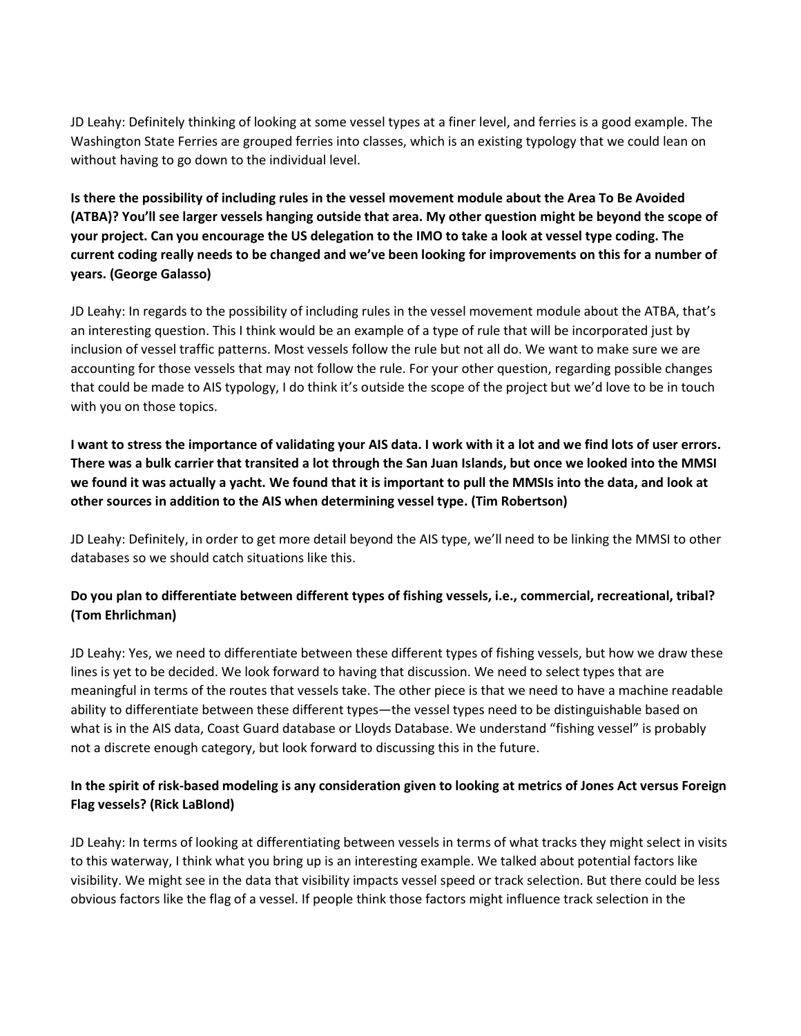JD Leahy: Definitely thinking of looking at some vessel types at a finer level, and ferries is a good example. The Washington State Ferries are grouped ferries into classes, which is an existing typology that we could lean on without having to go down to the individual level.

**Is there the possibility of including rules in the vessel movement module about the Area To Be Avoided (ATBA)? You'll see larger vessels hanging outside that area. My other question might be beyond the scope of your project. Can you encourage the US delegation to the IMO to take a look at vessel type coding. The current coding really needs to be changed and we've been looking for improvements on this for a number of years. (George Galasso)**

JD Leahy: In regards to the possibility of including rules in the vessel movement module about the ATBA, that's an interesting question. This I think would be an example of a type of rule that will be incorporated just by inclusion of vessel traffic patterns. Most vessels follow the rule but not all do. We want to make sure we are accounting for those vessels that may not follow the rule. For your other question, regarding possible changes that could be made to AIS typology, I do think it's outside the scope of the project but we'd love to be in touch with you on those topics.

**I want to stress the importance of validating your AIS data. I work with it a lot and we find lots of user errors. There was a bulk carrier that transited a lot through the San Juan Islands, but once we looked into the MMSI we found it was actually a yacht. We found that it is important to pull the MMSIs into the data, and look at other sources in addition to the AIS when determining vessel type. (Tim Robertson)**

JD Leahy: Definitely, in order to get more detail beyond the AIS type, we'll need to be linking the MMSI to other databases so we should catch situations like this.

**Do you plan to differentiate between different types of fishing vessels, i.e., commercial, recreational, tribal? (Tom Ehrlichman)**

JD Leahy: Yes, we need to differentiate between these different types of fishing vessels, but how we draw these lines is yet to be decided. We look forward to having that discussion. We need to select types that are meaningful in terms of the routes that vessels take. The other piece is that we need to have a machine readable ability to differentiate between these different types—the vessel types need to be distinguishable based on what is in the AIS data, Coast Guard database or Lloyds Database. We understand "fishing vessel" is probably not a discrete enough category, but look forward to discussing this in the future.

**In the spirit of risk-based modeling is any consideration given to looking at metrics of Jones Act versus Foreign Flag vessels? (Rick LaBlond)**

JD Leahy: In terms of looking at differentiating between vessels in terms of what tracks they might select in visits to this waterway, I think what you bring up is an interesting example. We talked about potential factors like visibility. We might see in the data that visibility impacts vessel speed or track selection. But there could be less obvious factors like the flag of a vessel. If people think those factors might influence track selection in the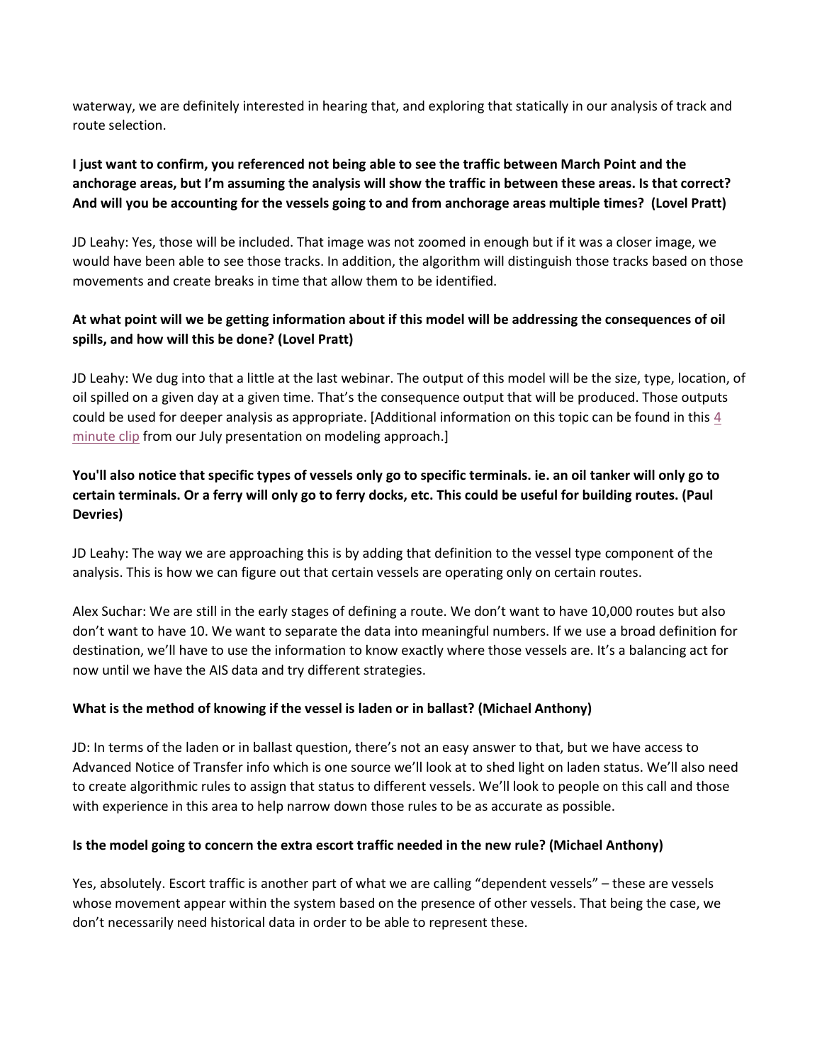waterway, we are definitely interested in hearing that, and exploring that statically in our analysis of track and route selection.

**I just want to confirm, you referenced not being able to see the traffic between March Point and the anchorage areas, but I'm assuming the analysis will show the traffic in between these areas. Is that correct? And will you be accounting for the vessels going to and from anchorage areas multiple times? (Lovel Pratt)**

JD Leahy: Yes, those will be included. That image was not zoomed in enough but if it was a closer image, we would have been able to see those tracks. In addition, the algorithm will distinguish those tracks based on those movements and create breaks in time that allow them to be identified.

**At what point will we be getting information about if this model will be addressing the consequences of oil spills, and how will this be done? (Lovel Pratt)**

JD Leahy: We dug into that a little at the last webinar. The output of this model will be the size, type, location, of oil spilled on a given day at a given time. That's the consequence output that will be produced. Those outputs could be used for deeper analysis as appropriate. [Additional information on this topic can be found in this 4 minute clip from our July presentation on modeling approach.]

**You'll also notice that specific types of vessels only go to specific terminals. ie. an oil tanker will only go to certain terminals. Or a ferry will only go to ferry docks, etc. This could be useful for building routes. (Paul Devries)**

JD Leahy: The way we are approaching this is by adding that definition to the vessel type component of the analysis. This is how we can figure out that certain vessels are operating only on certain routes.

Alex Suchar: We are still in the early stages of defining a route. We don't want to have 10,000 routes but also don't want to have 10. We want to separate the data into meaningful numbers. If we use a broad definition for destination, we'll have to use the information to know exactly where those vessels are. It's a balancing act for now until we have the AIS data and try different strategies.

**What is the method of knowing if the vessel is laden or in ballast? (Michael Anthony)**

JD: In terms of the laden or in ballast question, there's not an easy answer to that, but we have access to Advanced Notice of Transfer info which is one source we'll look at to shed light on laden status. We'll also need to create algorithmic rules to assign that status to different vessels. We'll look to people on this call and those with experience in this area to help narrow down those rules to be as accurate as possible.

**Is the model going to concern the extra escort traffic needed in the new rule? (Michael Anthony)**

Yes, absolutely. Escort traffic is another part of what we are calling "dependent vessels" – these are vessels whose movement appear within the system based on the presence of other vessels. That being the case, we don't necessarily need historical data in order to be able to represent these.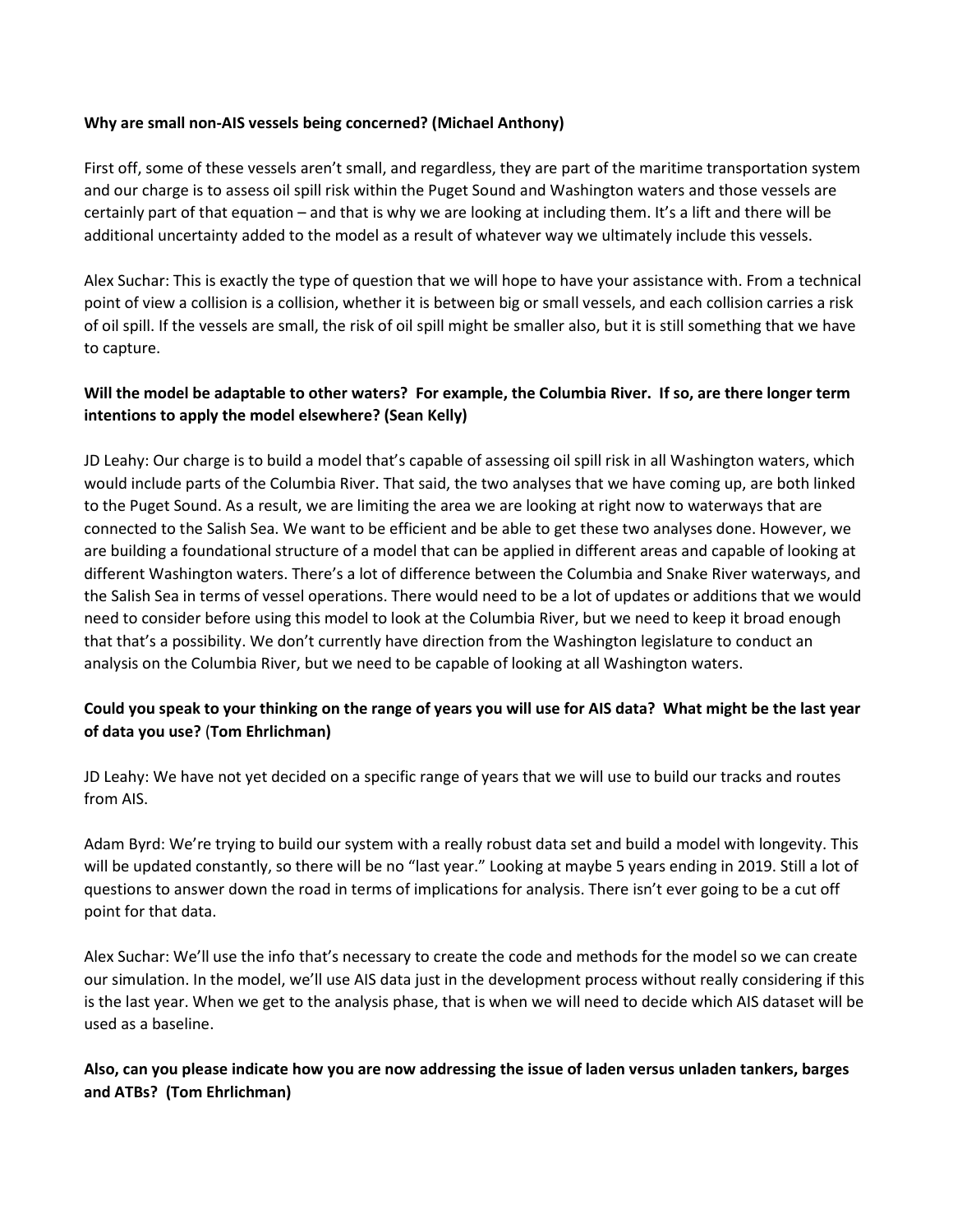**Why are small non-AIS vessels being concerned? (Michael Anthony)**

First off, some of these vessels aren't small, and regardless, they are part of the maritime transportation system and our charge is to assess oil spill risk within the Puget Sound and Washington waters and those vessels are certainly part of that equation – and that is why we are looking at including them. It's a lift and there will be additional uncertainty added to the model as a result of whatever way we ultimately include this vessels.

Alex Suchar: This is exactly the type of question that we will hope to have your assistance with. From a technical point of view a collision is a collision, whether it is between big or small vessels, and each collision carries a risk of oil spill. If the vessels are small, the risk of oil spill might be smaller also, but it is still something that we have to capture.

**Will the model be adaptable to other waters? For example, the Columbia River. If so, are there longer term intentions to apply the model elsewhere? (Sean Kelly)**

JD Leahy: Our charge is to build a model that's capable of assessing oil spill risk in all Washington waters, which would include parts of the Columbia River. That said, the two analyses that we have coming up, are both linked to the Puget Sound. As a result, we are limiting the area we are looking at right now to waterways that are connected to the Salish Sea. We want to be efficient and be able to get these two analyses done. However, we are building a foundational structure of a model that can be applied in different areas and capable of looking at different Washington waters. There's a lot of difference between the Columbia and Snake River waterways, and the Salish Sea in terms of vessel operations. There would need to be a lot of updates or additions that we would need to consider before using this model to look at the Columbia River, but we need to keep it broad enough that that's a possibility. We don't currently have direction from the Washington legislature to conduct an analysis on the Columbia River, but we need to be capable of looking at all Washington waters.

**Could you speak to your thinking on the range of years you will use for AIS data? What might be the last year of data you use? (Tom Ehrlichman)**

JD Leahy: We have not yet decided on a specific range of years that we will use to build our tracks and routes from AIS.

Adam Byrd: We're trying to build our system with a really robust data set and build a model with longevity. This will be updated constantly, so there will be no "last year." Looking at maybe 5 years ending in 2019. Still a lot of questions to answer down the road in terms of implications for analysis. There isn't ever going to be a cut off point for that data.

Alex Suchar: We'll use the info that's necessary to create the code and methods for the model so we can create our simulation. In the model, we'll use AIS data just in the development process without really considering if this is the last year. When we get to the analysis phase, that is when we will need to decide which AIS dataset will be used as a baseline.

**Also, can you please indicate how you are now addressing the issue of laden versus unladen tankers, barges and ATBs? (Tom Ehrlichman)**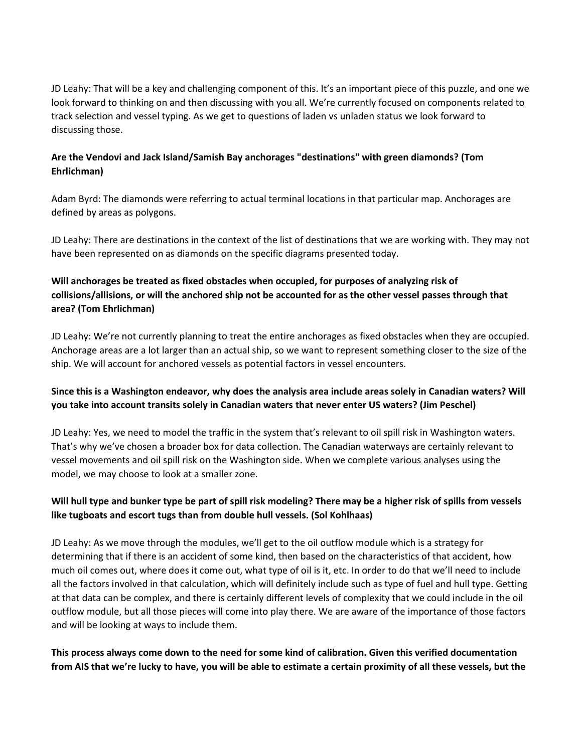JD Leahy: That will be a key and challenging component of this. It's an important piece of this puzzle, and one we look forward to thinking on and then discussing with you all. We're currently focused on components related to track selection and vessel typing. As we get to questions of laden vs unladen status we look forward to discussing those.

**Are the Vendovi and Jack Island/Samish Bay anchorages "destinations" with green diamonds? (Tom Ehrlichman)**

Adam Byrd: The diamonds were referring to actual terminal locations in that particular map. Anchorages are defined by areas as polygons.

JD Leahy: There are destinations in the context of the list of destinations that we are working with. They may not have been represented on as diamonds on the specific diagrams presented today.

**Will anchorages be treated as fixed obstacles when occupied, for purposes of analyzing risk of collisions/allisions, or will the anchored ship not be accounted for as the other vessel passes through that area? (Tom Ehrlichman)**

JD Leahy: We're not currently planning to treat the entire anchorages as fixed obstacles when they are occupied. Anchorage areas are a lot larger than an actual ship, so we want to represent something closer to the size of the ship. We will account for anchored vessels as potential factors in vessel encounters.

**Since this is a Washington endeavor, why does the analysis area include areas solely in Canadian waters? Will you take into account transits solely in Canadian waters that never enter US waters? (Jim Peschel)**

JD Leahy: Yes, we need to model the traffic in the system that's relevant to oil spill risk in Washington waters. That's why we've chosen a broader box for data collection. The Canadian waterways are certainly relevant to vessel movements and oil spill risk on the Washington side. When we complete various analyses using the model, we may choose to look at a smaller zone.

**Will hull type and bunker type be part of spill risk modeling? There may be a higher risk of spills from vessels like tugboats and escort tugs than from double hull vessels. (Sol Kohlhaas)**

JD Leahy: As we move through the modules, we'll get to the oil outflow module which is a strategy for determining that if there is an accident of some kind, then based on the characteristics of that accident, how much oil comes out, where does it come out, what type of oil is it, etc. In order to do that we'll need to include all the factors involved in that calculation, which will definitely include such as type of fuel and hull type. Getting at that data can be complex, and there is certainly different levels of complexity that we could include in the oil outflow module, but all those pieces will come into play there. We are aware of the importance of those factors and will be looking at ways to include them.

**This process always come down to the need for some kind of calibration. Given this verified documentation from AIS that we're lucky to have, you will be able to estimate a certain proximity of all these vessels, but the**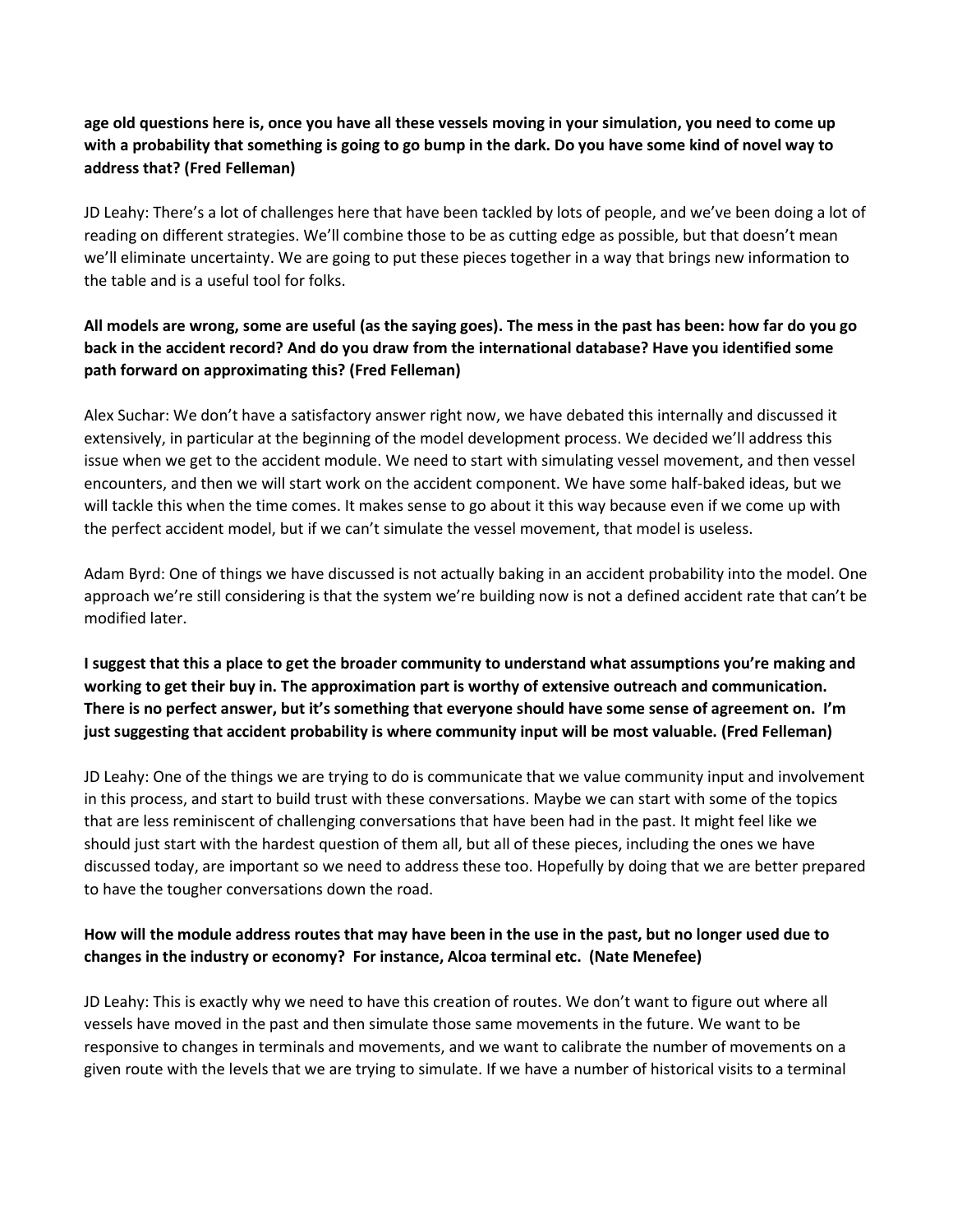**age old questions here is, once you have all these vessels moving in your simulation, you need to come up with a probability that something is going to go bump in the dark. Do you have some kind of novel way to address that? (Fred Felleman)**

JD Leahy: There's a lot of challenges here that have been tackled by lots of people, and we've been doing a lot of reading on different strategies. We'll combine those to be as cutting edge as possible, but that doesn't mean we'll eliminate uncertainty. We are going to put these pieces together in a way that brings new information to the table and is a useful tool for folks.

**All models are wrong, some are useful (as the saying goes). The mess in the past has been: how far do you go back in the accident record? And do you draw from the international database? Have you identified some path forward on approximating this? (Fred Felleman)**

Alex Suchar: We don't have a satisfactory answer right now, we have debated this internally and discussed it extensively, in particular at the beginning of the model development process. We decided we'll address this issue when we get to the accident module. We need to start with simulating vessel movement, and then vessel encounters, and then we will start work on the accident component. We have some half-baked ideas, but we will tackle this when the time comes. It makes sense to go about it this way because even if we come up with the perfect accident model, but if we can't simulate the vessel movement, that model is useless.

Adam Byrd: One of things we have discussed is not actually baking in an accident probability into the model. One approach we're still considering is that the system we're building now is not a defined accident rate that can't be modified later.

**I suggest that this a place to get the broader community to understand what assumptions you're making and working to get their buy in. The approximation part is worthy of extensive outreach and communication. There is no perfect answer, but it's something that everyone should have some sense of agreement on. I'm just suggesting that accident probability is where community input will be most valuable. (Fred Felleman)**

JD Leahy: One of the things we are trying to do is communicate that we value community input and involvement in this process, and start to build trust with these conversations. Maybe we can start with some of the topics that are less reminiscent of challenging conversations that have been had in the past. It might feel like we should just start with the hardest question of them all, but all of these pieces, including the ones we have discussed today, are important so we need to address these too. Hopefully by doing that we are better prepared to have the tougher conversations down the road.

**How will the module address routes that may have been in the use in the past, but no longer used due to changes in the industry or economy? For instance, Alcoa terminal etc. (Nate Menefee)**

JD Leahy: This is exactly why we need to have this creation of routes. We don't want to figure out where all vessels have moved in the past and then simulate those same movements in the future. We want to be responsive to changes in terminals and movements, and we want to calibrate the number of movements on a given route with the levels that we are trying to simulate. If we have a number of historical visits to a terminal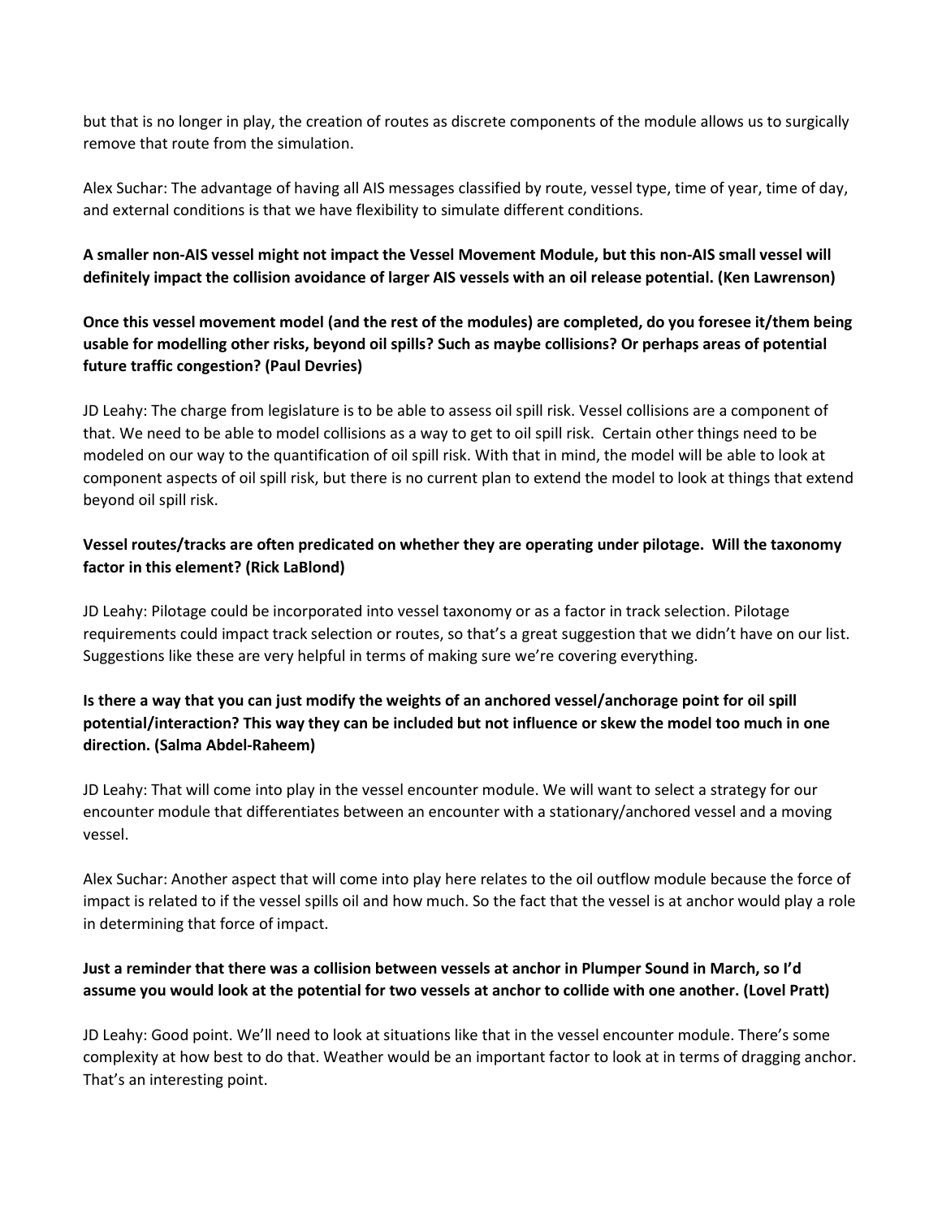but that is no longer in play, the creation of routes as discrete components of the module allows us to surgically remove that route from the simulation.

Alex Suchar: The advantage of having all AIS messages classified by route, vessel type, time of year, time of day, and external conditions is that we have flexibility to simulate different conditions.

**A smaller non-AIS vessel might not impact the Vessel Movement Module, but this non-AIS small vessel will definitely impact the collision avoidance of larger AIS vessels with an oil release potential. (Ken Lawrenson)**

**Once this vessel movement model (and the rest of the modules) are completed, do you foresee it/them being usable for modelling other risks, beyond oil spills? Such as maybe collisions? Or perhaps areas of potential future traffic congestion? (Paul Devries)**

JD Leahy: The charge from legislature is to be able to assess oil spill risk. Vessel collisions are a component of that. We need to be able to model collisions as a way to get to oil spill risk. Certain other things need to be modeled on our way to the quantification of oil spill risk. With that in mind, the model will be able to look at component aspects of oil spill risk, but there is no current plan to extend the model to look at things that extend beyond oil spill risk.

**Vessel routes/tracks are often predicated on whether they are operating under pilotage. Will the taxonomy factor in this element? (Rick LaBlond)**

JD Leahy: Pilotage could be incorporated into vessel taxonomy or as a factor in track selection. Pilotage requirements could impact track selection or routes, so that's a great suggestion that we didn't have on our list. Suggestions like these are very helpful in terms of making sure we're covering everything.

**Is there a way that you can just modify the weights of an anchored vessel/anchorage point for oil spill potential/interaction? This way they can be included but not influence or skew the model too much in one direction. (Salma Abdel-Raheem)**

JD Leahy: That will come into play in the vessel encounter module. We will want to select a strategy for our encounter module that differentiates between an encounter with a stationary/anchored vessel and a moving vessel.

Alex Suchar: Another aspect that will come into play here relates to the oil outflow module because the force of impact is related to if the vessel spills oil and how much. So the fact that the vessel is at anchor would play a role in determining that force of impact.

**Just a reminder that there was a collision between vessels at anchor in Plumper Sound in March, so I'd assume you would look at the potential for two vessels at anchor to collide with one another. (Lovel Pratt)**

JD Leahy: Good point. We'll need to look at situations like that in the vessel encounter module. There's some complexity at how best to do that. Weather would be an important factor to look at in terms of dragging anchor. That's an interesting point.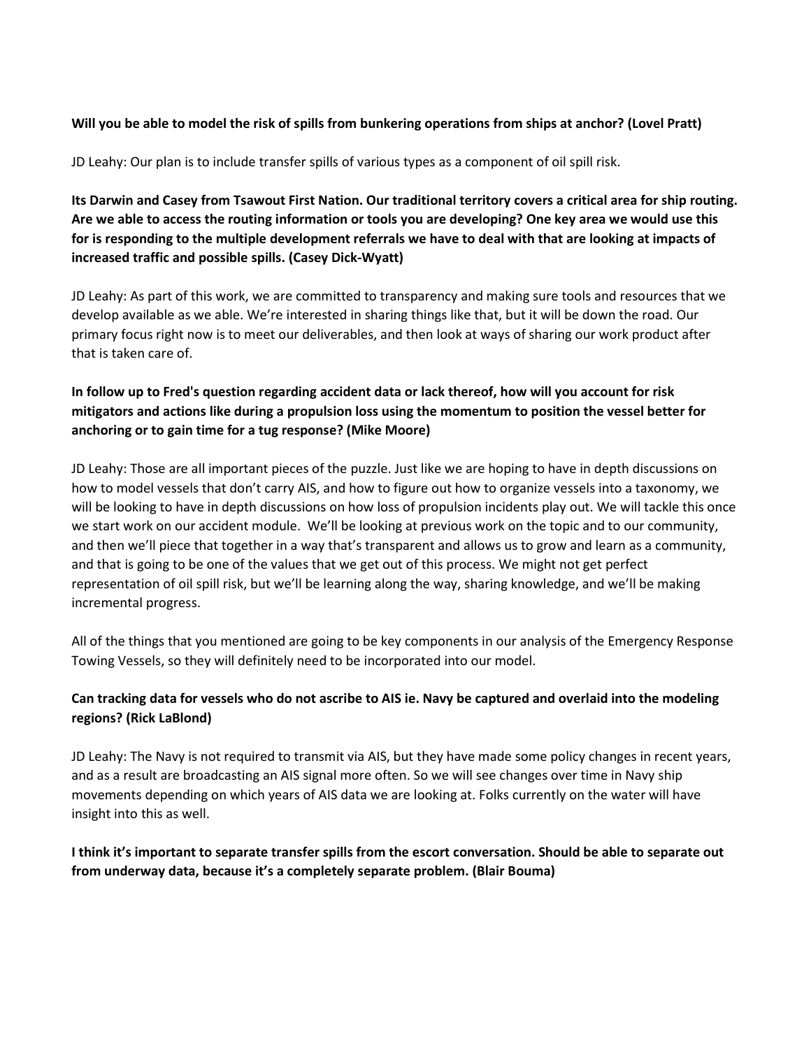**Will you be able to model the risk of spills from bunkering operations from ships at anchor? (Lovel Pratt)**

JD Leahy: Our plan is to include transfer spills of various types as a component of oil spill risk.

**Its Darwin and Casey from Tsawout First Nation. Our traditional territory covers a critical area for ship routing. Are we able to access the routing information or tools you are developing? One key area we would use this for is responding to the multiple development referrals we have to deal with that are looking at impacts of increased traffic and possible spills. (Casey Dick-Wyatt)**

JD Leahy: As part of this work, we are committed to transparency and making sure tools and resources that we develop available as we able. We're interested in sharing things like that, but it will be down the road. Our primary focus right now is to meet our deliverables, and then look at ways of sharing our work product after that is taken care of.

**In follow up to Fred's question regarding accident data or lack thereof, how will you account for risk mitigators and actions like during a propulsion loss using the momentum to position the vessel better for anchoring or to gain time for a tug response? (Mike Moore)**

JD Leahy: Those are all important pieces of the puzzle. Just like we are hoping to have in depth discussions on how to model vessels that don't carry AIS, and how to figure out how to organize vessels into a taxonomy, we will be looking to have in depth discussions on how loss of propulsion incidents play out. We will tackle this once we start work on our accident module. We'll be looking at previous work on the topic and to our community, and then we'll piece that together in a way that's transparent and allows us to grow and learn as a community, and that is going to be one of the values that we get out of this process. We might not get perfect representation of oil spill risk, but we'll be learning along the way, sharing knowledge, and we'll be making incremental progress.

All of the things that you mentioned are going to be key components in our analysis of the Emergency Response Towing Vessels, so they will definitely need to be incorporated into our model.

**Can tracking data for vessels who do not ascribe to AIS ie. Navy be captured and overlaid into the modeling regions? (Rick LaBlond)**

JD Leahy: The Navy is not required to transmit via AIS, but they have made some policy changes in recent years, and as a result are broadcasting an AIS signal more often. So we will see changes over time in Navy ship movements depending on which years of AIS data we are looking at. Folks currently on the water will have insight into this as well.

**I think it's important to separate transfer spills from the escort conversation. Should be able to separate out from underway data, because it's a completely separate problem. (Blair Bouma)**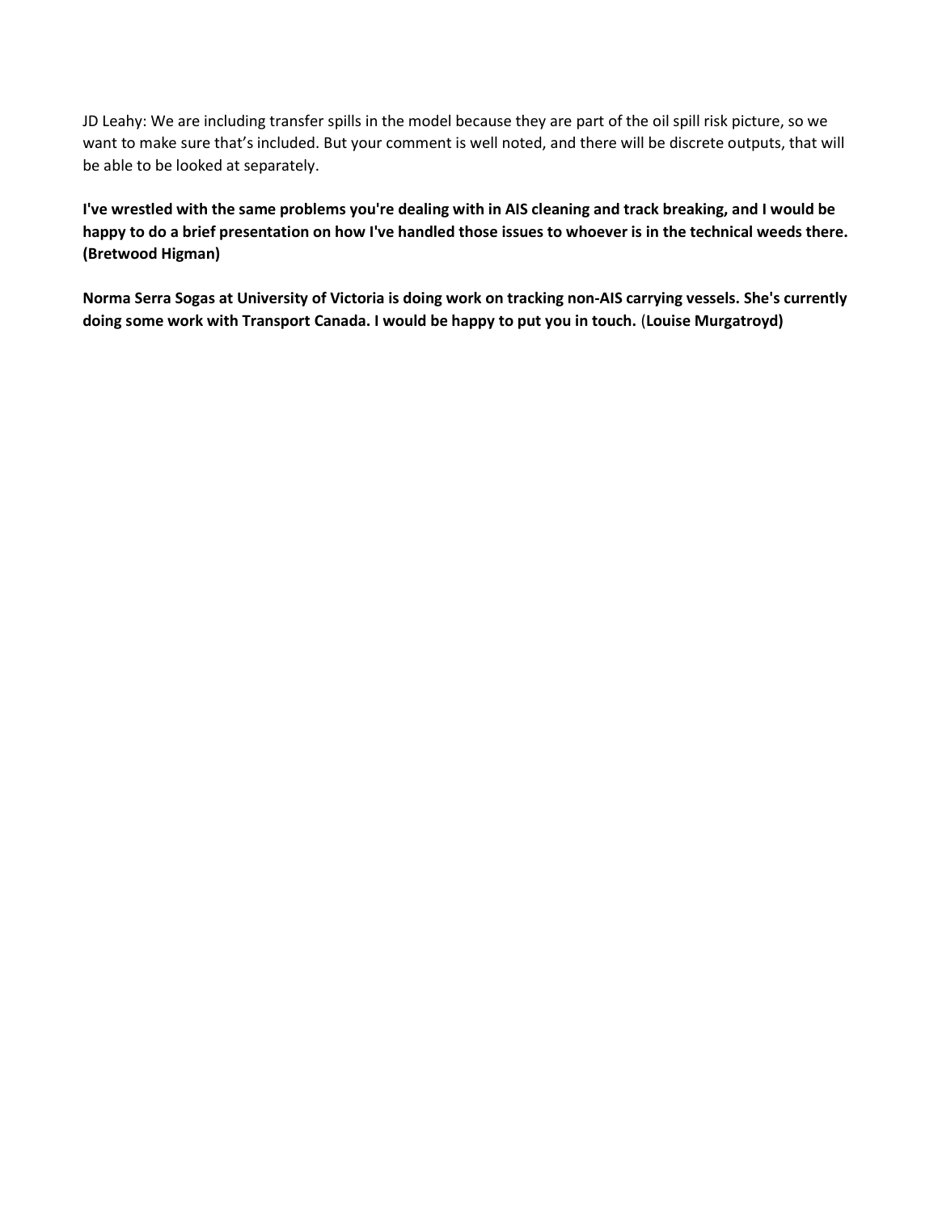JD Leahy: We are including transfer spills in the model because they are part of the oil spill risk picture, so we want to make sure that's included. But your comment is well noted, and there will be discrete outputs, that will be able to be looked at separately.

**I've wrestled with the same problems you're dealing with in AIS cleaning and track breaking, and I would be happy to do a brief presentation on how I've handled those issues to whoever is in the technical weeds there. (Bretwood Higman)**

**Norma Serra Sogas at University of Victoria is doing work on tracking non-AIS carrying vessels. She's currently doing some work with Transport Canada. I would be happy to put you in touch.** (**Louise Murgatroyd)**